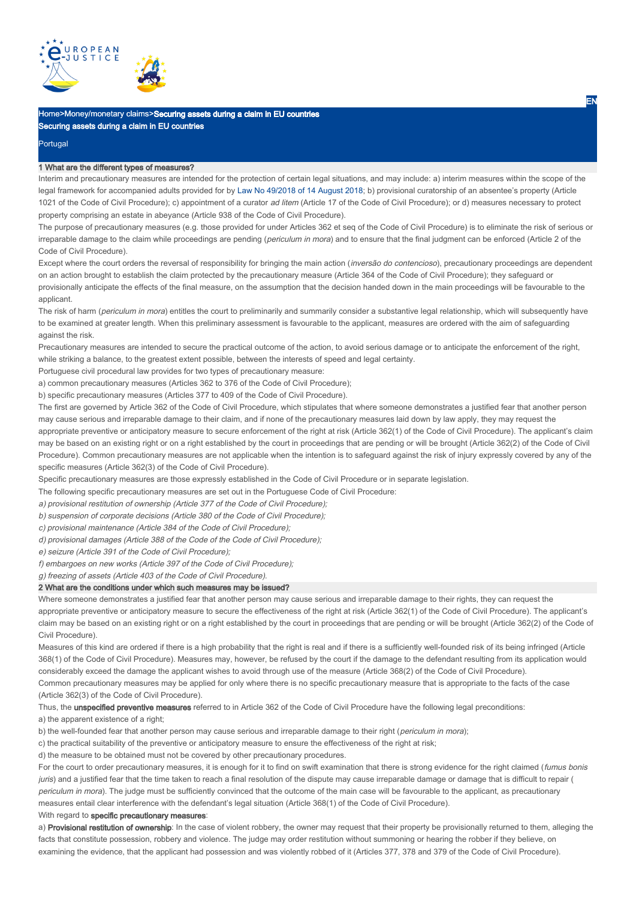Home>Money/monetary claims>**Securing assets during a claim in EU countries**

**Securing assets during a claim in EU countries**

Portugal

## 1 What are the different types of measures?

Interim and precautionary measures are intended for the protection of certain legal situations, and may include: a) interim measures within the scope of the legal framework for accompanied adults provided for by Law No 49/2018 of 14 August 2018; b) provisional curatorship of an absentee's property (Article 1021 of the Code of Civil Procedure); c) appointment of a curator *ad litem* (Article 17 of the Code of Civil Procedure); or d) measures necessary to protect property comprising an estate in abeyance (Article 938 of the Code of Civil Procedure).

The purpose of precautionary measures (e.g. those provided for under Articles 362 et seq of the Code of Civil Procedure) is to eliminate the risk of serious or irreparable damage to the claim while proceedings are pending (*periculum in mora*) and to ensure that the final judgment can be enforced (Article 2 of the Code of Civil Procedure).

Except where the court orders the reversal of responsibility for bringing the main action (*inversão do contencioso*), precautionary proceedings are dependent on an action brought to establish the claim protected by the precautionary measure (Article 364 of the Code of Civil Procedure); they safeguard or provisionally anticipate the effects of the final measure, on the assumption that the decision handed down in the main proceedings will be favourable to the applicant.

The risk of harm (*periculum in mora*) entitles the court to preliminarily and summarily consider a substantive legal relationship, which will subsequently have to be examined at greater length. When this preliminary assessment is favourable to the applicant, measures are ordered with the aim of safeguarding against the risk.

Precautionary measures are intended to secure the practical outcome of the action, to avoid serious damage or to anticipate the enforcement of the right, while striking a balance, to the greatest extent possible, between the interests of speed and legal certainty.

Portuguese civil procedural law provides for two types of precautionary measure:

a) common precautionary measures (Articles 362 to 376 of the Code of Civil Procedure);

b) specific precautionary measures (Articles 377 to 409 of the Code of Civil Procedure).

The first are governed by Article 362 of the Code of Civil Procedure, which stipulates that where someone demonstrates a justified fear that another person may cause serious and irreparable damage to their claim, and if none of the precautionary measures laid down by law apply, they may request the appropriate preventive or anticipatory measure to secure enforcement of the right at risk (Article 362(1) of the Code of Civil Procedure). The applicant's claim may be based on an existing right or on a right established by the court in proceedings that are pending or will be brought (Article 362(2) of the Code of Civil Procedure). Common precautionary measures are not applicable when the intention is to safeguard against the risk of injury expressly covered by any of the specific measures (Article 362(3) of the Code of Civil Procedure).

Specific precautionary measures are those expressly established in the Code of Civil Procedure or in separate legislation.

The following specific precautionary measures are set out in the Portuguese Code of Civil Procedure:

*a) provisional restitution of ownership (Article 377 of the Code of Civil Procedure);*

*b) suspension of corporate decisions (Article 380 of the Code of Civil Procedure);*

*c) provisional maintenance (Article 384 of the Code of Civil Procedure);*

*d) provisional damages (Article 388 of the Code of the Code of Civil Procedure);*

*e) seizure (Article 391 of the Code of Civil Procedure);*

*f) embargoes on new works (Article 397 of the Code of Civil Procedure);*

*g) freezing of assets (Article 403 of the Code of Civil Procedure).*

## 2 What are the conditions under which such measures may be issued?

Where someone demonstrates a justified fear that another person may cause serious and irreparable damage to their rights, they can request the appropriate preventive or anticipatory measure to secure the effectiveness of the right at risk (Article 362(1) of the Code of Civil Procedure). The applicant's claim may be based on an existing right or on a right established by the court in proceedings that are pending or will be brought (Article 362(2) of the Code of Civil Procedure).

Measures of this kind are ordered if there is a high probability that the right is real and if there is a sufficiently well-founded risk of its being infringed (Article 368(1) of the Code of Civil Procedure). Measures may, however, be refused by the court if the damage to the defendant resulting from its application would considerably exceed the damage the applicant wishes to avoid through use of the measure (Article 368(2) of the Code of Civil Procedure).

Common precautionary measures may be applied for only where there is no specific precautionary measure that is appropriate to the facts of the case (Article 362(3) of the Code of Civil Procedure).

Thus, the **unspecified preventive measures** referred to in Article 362 of the Code of Civil Procedure have the following legal preconditions:

a) the apparent existence of a right;

b) the well-founded fear that another person may cause serious and irreparable damage to their right (*periculum in mora*);

c) the practical suitability of the preventive or anticipatory measure to ensure the effectiveness of the right at risk;

d) the measure to be obtained must not be covered by other precautionary procedures.

For the court to order precautionary measures, it is enough for it to find on swift examination that there is strong evidence for the right claimed (*fumus bonis juris*) and a justified fear that the time taken to reach a final resolution of the dispute may cause irreparable damage or damage that is difficult to repair (*periculum in mora*). The judge must be sufficiently convinced that the outcome of the main case will be favourable to the applicant, as precautionary measures entail clear interference with the defendant's legal situation (Article 368(1) of the Code of Civil Procedure).

With regard to **specific precautionary measures**:

a) **Provisional restitution of ownership**: In the case of violent robbery, the owner may request that their property be provisionally returned to them, alleging the facts that constitute possession, robbery and violence. The judge may order restitution without summoning or hearing the robber if they believe, on examining the evidence, that the applicant had possession and was violently robbed of it (Articles 377, 378 and 379 of the Code of Civil Procedure).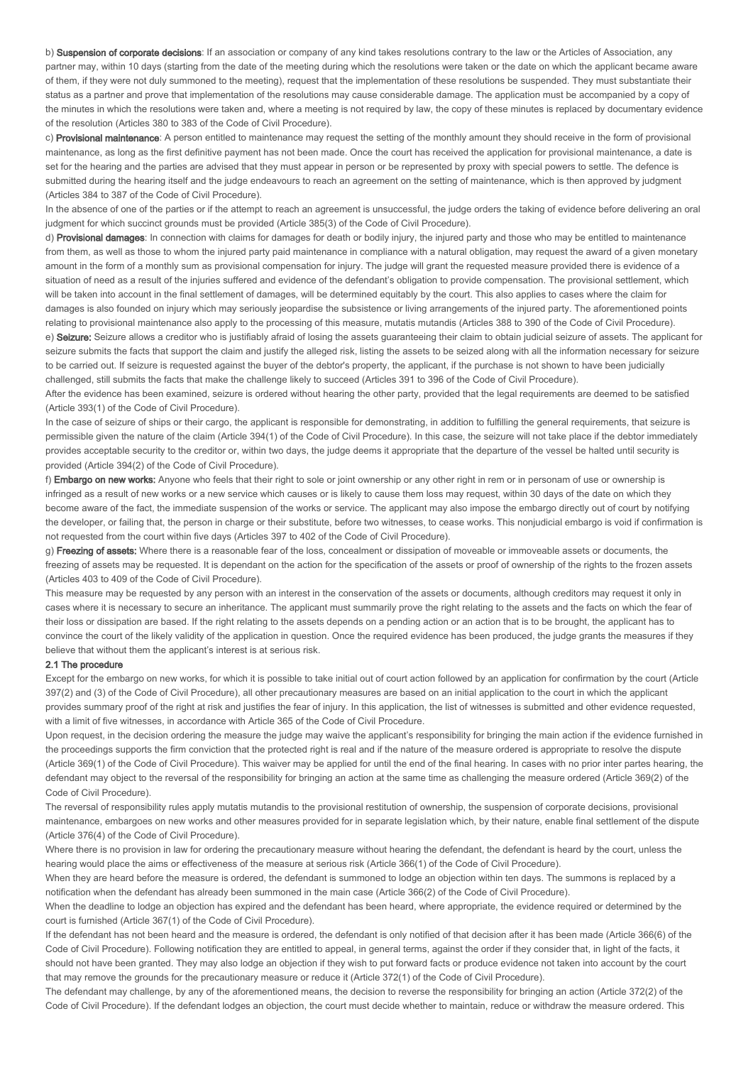b) **Suspension of corporate decisions**: If an association or company of any kind takes resolutions contrary to the law or the Articles of Association, any partner may, within 10 days (starting from the date of the meeting during which the resolutions were taken or the date on which the applicant became aware of them, if they were not duly summoned to the meeting), request that the implementation of these resolutions be suspended. They must substantiate their status as a partner and prove that implementation of the resolutions may cause considerable damage. The application must be accompanied by a copy of the minutes in which the resolutions were taken and, where a meeting is not required by law, the copy of these minutes is replaced by documentary evidence of the resolution (Articles 380 to 383 of the Code of Civil Procedure).

c) **Provisional maintenance**: A person entitled to maintenance may request the setting of the monthly amount they should receive in the form of provisional maintenance, as long as the first definitive payment has not been made. Once the court has received the application for provisional maintenance, a date is set for the hearing and the parties are advised that they must appear in person or be represented by proxy with special powers to settle. The defence is submitted during the hearing itself and the judge endeavours to reach an agreement on the setting of maintenance, which is then approved by judgment (Articles 384 to 387 of the Code of Civil Procedure).

In the absence of one of the parties or if the attempt to reach an agreement is unsuccessful, the judge orders the taking of evidence before delivering an oral judgment for which succinct grounds must be provided (Article 385(3) of the Code of Civil Procedure).

d) **Provisional damages**: In connection with claims for damages for death or bodily injury, the injured party and those who may be entitled to maintenance from them, as well as those to whom the injured party paid maintenance in compliance with a natural obligation, may request the award of a given monetary amount in the form of a monthly sum as provisional compensation for injury. The judge will grant the requested measure provided there is evidence of a situation of need as a result of the injuries suffered and evidence of the defendant's obligation to provide compensation. The provisional settlement, which will be taken into account in the final settlement of damages, will be determined equitably by the court. This also applies to cases where the claim for damages is also founded on injury which may seriously jeopardise the subsistence or living arrangements of the injured party. The aforementioned points relating to provisional maintenance also apply to the processing of this measure, mutatis mutandis (Articles 388 to 390 of the Code of Civil Procedure).

e) **Seizure:** Seizure allows a creditor who is justifiably afraid of losing the assets guaranteeing their claim to obtain judicial seizure of assets. The applicant for seizure submits the facts that support the claim and justify the alleged risk, listing the assets to be seized along with all the information necessary for seizure to be carried out. If seizure is requested against the buyer of the debtor's property, the applicant, if the purchase is not shown to have been judicially challenged, still submits the facts that make the challenge likely to succeed (Articles 391 to 396 of the Code of Civil Procedure).

After the evidence has been examined, seizure is ordered without hearing the other party, provided that the legal requirements are deemed to be satisfied (Article 393(1) of the Code of Civil Procedure).

In the case of seizure of ships or their cargo, the applicant is responsible for demonstrating, in addition to fulfilling the general requirements, that seizure is permissible given the nature of the claim (Article 394(1) of the Code of Civil Procedure). In this case, the seizure will not take place if the debtor immediately provides acceptable security to the creditor or, within two days, the judge deems it appropriate that the departure of the vessel be halted until security is provided (Article 394(2) of the Code of Civil Procedure).

f) **Embargo on new works:** Anyone who feels that their right to sole or joint ownership or any other right in rem or in personam of use or ownership is infringed as a result of new works or a new service which causes or is likely to cause them loss may request, within 30 days of the date on which they become aware of the fact, the immediate suspension of the works or service. The applicant may also impose the embargo directly out of court by notifying the developer, or failing that, the person in charge or their substitute, before two witnesses, to cease works. This nonjudicial embargo is void if confirmation is not requested from the court within five days (Articles 397 to 402 of the Code of Civil Procedure).

g) **Freezing of assets:** Where there is a reasonable fear of the loss, concealment or dissipation of moveable or immoveable assets or documents, the freezing of assets may be requested. It is dependant on the action for the specification of the assets or proof of ownership of the rights to the frozen assets (Articles 403 to 409 of the Code of Civil Procedure).

This measure may be requested by any person with an interest in the conservation of the assets or documents, although creditors may request it only in cases where it is necessary to secure an inheritance. The applicant must summarily prove the right relating to the assets and the facts on which the fear of their loss or dissipation are based. If the right relating to the assets depends on a pending action or an action that is to be brought, the applicant has to convince the court of the likely validity of the application in question. Once the required evidence has been produced, the judge grants the measures if they believe that without them the applicant's interest is at serious risk.

### 2.1 The procedure

Except for the embargo on new works, for which it is possible to take initial out of court action followed by an application for confirmation by the court (Article 397(2) and (3) of the Code of Civil Procedure), all other precautionary measures are based on an initial application to the court in which the applicant provides summary proof of the right at risk and justifies the fear of injury. In this application, the list of witnesses is submitted and other evidence requested, with a limit of five witnesses, in accordance with Article 365 of the Code of Civil Procedure.

Upon request, in the decision ordering the measure the judge may waive the applicant's responsibility for bringing the main action if the evidence furnished in the proceedings supports the firm conviction that the protected right is real and if the nature of the measure ordered is appropriate to resolve the dispute (Article 369(1) of the Code of Civil Procedure). This waiver may be applied for until the end of the final hearing. In cases with no prior inter partes hearing, the defendant may object to the reversal of the responsibility for bringing an action at the same time as challenging the measure ordered (Article 369(2) of the Code of Civil Procedure).

The reversal of responsibility rules apply mutatis mutandis to the provisional restitution of ownership, the suspension of corporate decisions, provisional maintenance, embargoes on new works and other measures provided for in separate legislation which, by their nature, enable final settlement of the dispute (Article 376(4) of the Code of Civil Procedure).

Where there is no provision in law for ordering the precautionary measure without hearing the defendant, the defendant is heard by the court, unless the hearing would place the aims or effectiveness of the measure at serious risk (Article 366(1) of the Code of Civil Procedure).

When they are heard before the measure is ordered, the defendant is summoned to lodge an objection within ten days. The summons is replaced by a notification when the defendant has already been summoned in the main case (Article 366(2) of the Code of Civil Procedure).

When the deadline to lodge an objection has expired and the defendant has been heard, where appropriate, the evidence required or determined by the court is furnished (Article 367(1) of the Code of Civil Procedure).

If the defendant has not been heard and the measure is ordered, the defendant is only notified of that decision after it has been made (Article 366(6) of the Code of Civil Procedure). Following notification they are entitled to appeal, in general terms, against the order if they consider that, in light of the facts, it should not have been granted. They may also lodge an objection if they wish to put forward facts or produce evidence not taken into account by the court that may remove the grounds for the precautionary measure or reduce it (Article 372(1) of the Code of Civil Procedure).

The defendant may challenge, by any of the aforementioned means, the decision to reverse the responsibility for bringing an action (Article 372(2) of the Code of Civil Procedure). If the defendant lodges an objection, the court must decide whether to maintain, reduce or withdraw the measure ordered. This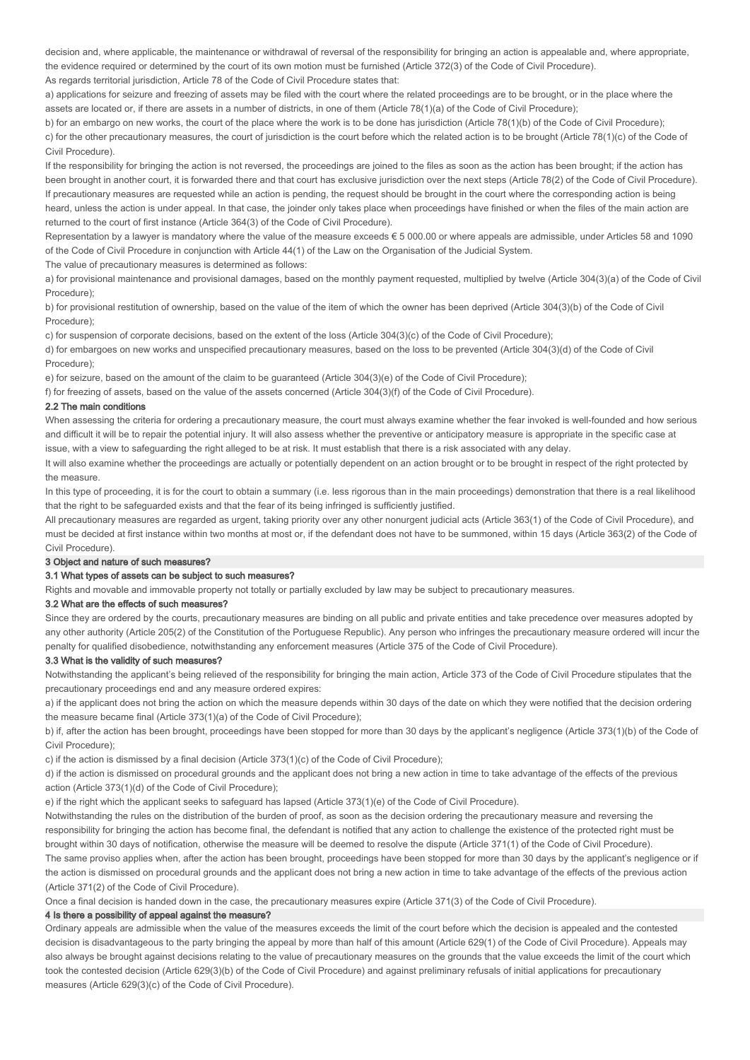decision and, where applicable, the maintenance or withdrawal of reversal of the responsibility for bringing an action is appealable and, where appropriate, the evidence required or determined by the court of its own motion must be furnished (Article 372(3) of the Code of Civil Procedure).

As regards territorial jurisdiction, Article 78 of the Code of Civil Procedure states that:

a) applications for seizure and freezing of assets may be filed with the court where the related proceedings are to be brought, or in the place where the assets are located or, if there are assets in a number of districts, in one of them (Article 78(1)(a) of the Code of Civil Procedure);

b) for an embargo on new works, the court of the place where the work is to be done has jurisdiction (Article 78(1)(b) of the Code of Civil Procedure);

c) for the other precautionary measures, the court of jurisdiction is the court before which the related action is to be brought (Article 78(1)(c) of the Code of Civil Procedure).

If the responsibility for bringing the action is not reversed, the proceedings are joined to the files as soon as the action has been brought; if the action has been brought in another court, it is forwarded there and that court has exclusive jurisdiction over the next steps (Article 78(2) of the Code of Civil Procedure).

If precautionary measures are requested while an action is pending, the request should be brought in the court where the corresponding action is being heard, unless the action is under appeal. In that case, the joinder only takes place when proceedings have finished or when the files of the main action are returned to the court of first instance (Article 364(3) of the Code of Civil Procedure).

Representation by a lawyer is mandatory where the value of the measure exceeds € 5 000.00 or where appeals are admissible, under Articles 58 and 1090 of the Code of Civil Procedure in conjunction with Article 44(1) of the Law on the Organisation of the Judicial System.

The value of precautionary measures is determined as follows:

a) for provisional maintenance and provisional damages, based on the monthly payment requested, multiplied by twelve (Article 304(3)(a) of the Code of Civil Procedure);

b) for provisional restitution of ownership, based on the value of the item of which the owner has been deprived (Article 304(3)(b) of the Code of Civil Procedure);

c) for suspension of corporate decisions, based on the extent of the loss (Article 304(3)(c) of the Code of Civil Procedure);

d) for embargoes on new works and unspecified precautionary measures, based on the loss to be prevented (Article 304(3)(d) of the Code of Civil Procedure);

e) for seizure, based on the amount of the claim to be guaranteed (Article 304(3)(e) of the Code of Civil Procedure);

f) for freezing of assets, based on the value of the assets concerned (Article 304(3)(f) of the Code of Civil Procedure).

### 2.2 The main conditions

When assessing the criteria for ordering a precautionary measure, the court must always examine whether the fear invoked is well-founded and how serious and difficult it will be to repair the potential injury. It will also assess whether the preventive or anticipatory measure is appropriate in the specific case at issue, with a view to safeguarding the right alleged to be at risk. It must establish that there is a risk associated with any delay.

It will also examine whether the proceedings are actually or potentially dependent on an action brought or to be brought in respect of the right protected by the measure.

In this type of proceeding, it is for the court to obtain a summary (i.e. less rigorous than in the main proceedings) demonstration that there is a real likelihood that the right to be safeguarded exists and that the fear of its being infringed is sufficiently justified.

All precautionary measures are regarded as urgent, taking priority over any other nonurgent judicial acts (Article 363(1) of the Code of Civil Procedure), and must be decided at first instance within two months at most or, if the defendant does not have to be summoned, within 15 days (Article 363(2) of the Code of Civil Procedure).

## 3 Object and nature of such measures?

### 3.1 What types of assets can be subject to such measures?

Rights and movable and immovable property not totally or partially excluded by law may be subject to precautionary measures.

### 3.2 What are the effects of such measures?

Since they are ordered by the courts, precautionary measures are binding on all public and private entities and take precedence over measures adopted by any other authority (Article 205(2) of the Constitution of the Portuguese Republic). Any person who infringes the precautionary measure ordered will incur the penalty for qualified disobedience, notwithstanding any enforcement measures (Article 375 of the Code of Civil Procedure).

### 3.3 What is the validity of such measures?

Notwithstanding the applicant's being relieved of the responsibility for bringing the main action, Article 373 of the Code of Civil Procedure stipulates that the precautionary proceedings end and any measure ordered expires:

a) if the applicant does not bring the action on which the measure depends within 30 days of the date on which they were notified that the decision ordering the measure became final (Article 373(1)(a) of the Code of Civil Procedure);

b) if, after the action has been brought, proceedings have been stopped for more than 30 days by the applicant's negligence (Article 373(1)(b) of the Code of Civil Procedure);

c) if the action is dismissed by a final decision (Article 373(1)(c) of the Code of Civil Procedure);

d) if the action is dismissed on procedural grounds and the applicant does not bring a new action in time to take advantage of the effects of the previous action (Article 373(1)(d) of the Code of Civil Procedure);

e) if the right which the applicant seeks to safeguard has lapsed (Article 373(1)(e) of the Code of Civil Procedure).

Notwithstanding the rules on the distribution of the burden of proof, as soon as the decision ordering the precautionary measure and reversing the responsibility for bringing the action has become final, the defendant is notified that any action to challenge the existence of the protected right must be brought within 30 days of notification, otherwise the measure will be deemed to resolve the dispute (Article 371(1) of the Code of Civil Procedure).

The same proviso applies when, after the action has been brought, proceedings have been stopped for more than 30 days by the applicant's negligence or if the action is dismissed on procedural grounds and the applicant does not bring a new action in time to take advantage of the effects of the previous action (Article 371(2) of the Code of Civil Procedure).

Once a final decision is handed down in the case, the precautionary measures expire (Article 371(3) of the Code of Civil Procedure).

## 4 Is there a possibility of appeal against the measure?

Ordinary appeals are admissible when the value of the measures exceeds the limit of the court before which the decision is appealed and the contested decision is disadvantageous to the party bringing the appeal by more than half of this amount (Article 629(1) of the Code of Civil Procedure). Appeals may also always be brought against decisions relating to the value of precautionary measures on the grounds that the value exceeds the limit of the court which took the contested decision (Article 629(3)(b) of the Code of Civil Procedure) and against preliminary refusals of initial applications for precautionary measures (Article 629(3)(c) of the Code of Civil Procedure).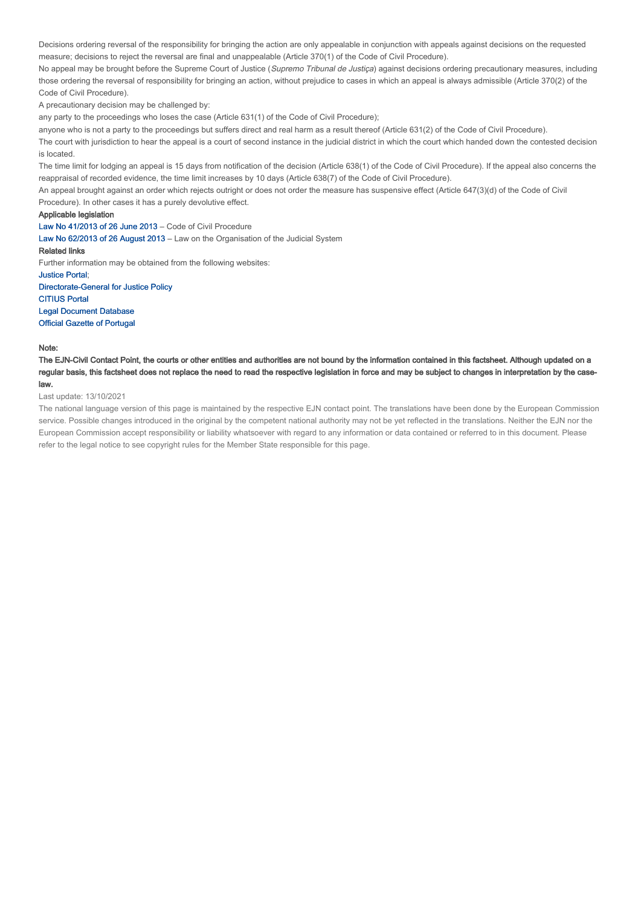Decisions ordering reversal of the responsibility for bringing the action are only appealable in conjunction with appeals against decisions on the requested measure; decisions to reject the reversal are final and unappealable (Article 370(1) of the Code of Civil Procedure).

No appeal may be brought before the Supreme Court of Justice (*Supremo Tribunal de Justiça*) against decisions ordering precautionary measures, including those ordering the reversal of responsibility for bringing an action, without prejudice to cases in which an appeal is always admissible (Article 370(2) of the Code of Civil Procedure).

A precautionary decision may be challenged by:

any party to the proceedings who loses the case (Article 631(1) of the Code of Civil Procedure);

anyone who is not a party to the proceedings but suffers direct and real harm as a result thereof (Article 631(2) of the Code of Civil Procedure).

The court with jurisdiction to hear the appeal is a court of second instance in the judicial district in which the court which handed down the contested decision is located.

The time limit for lodging an appeal is 15 days from notification of the decision (Article 638(1) of the Code of Civil Procedure). If the appeal also concerns the reappraisal of recorded evidence, the time limit increases by 10 days (Article 638(7) of the Code of Civil Procedure).

An appeal brought against an order which rejects outright or does not order the measure has suspensive effect (Article 647(3)(d) of the Code of Civil Procedure). In other cases it has a purely devolutive effect.

**Applicable legislation**

Law No 41/2013 of 26 June 2013 – Code of Civil Procedure

Law No 62/2013 of 26 August 2013 – Law on the Organisation of the Judicial System

**Related links**

Further information may be obtained from the following websites:

Justice Portal;

Directorate-General for Justice Policy

CITIUS Portal

Legal Document Database

Official Gazette of Portugal

**Note:**

**The EJN-Civil Contact Point, the courts or other entities and authorities are not bound by the information contained in this factsheet. Although updated on a regular basis, this factsheet does not replace the need to read the respective legislation in force and may be subject to changes in interpretation by the case-law.**

Last update: 13/10/2021

The national language version of this page is maintained by the respective EJN contact point. The translations have been done by the European Commission service. Possible changes introduced in the original by the competent national authority may not be yet reflected in the translations. Neither the EJN nor the European Commission accept responsibility or liability whatsoever with regard to any information or data contained or referred to in this document. Please refer to the legal notice to see copyright rules for the Member State responsible for this page.